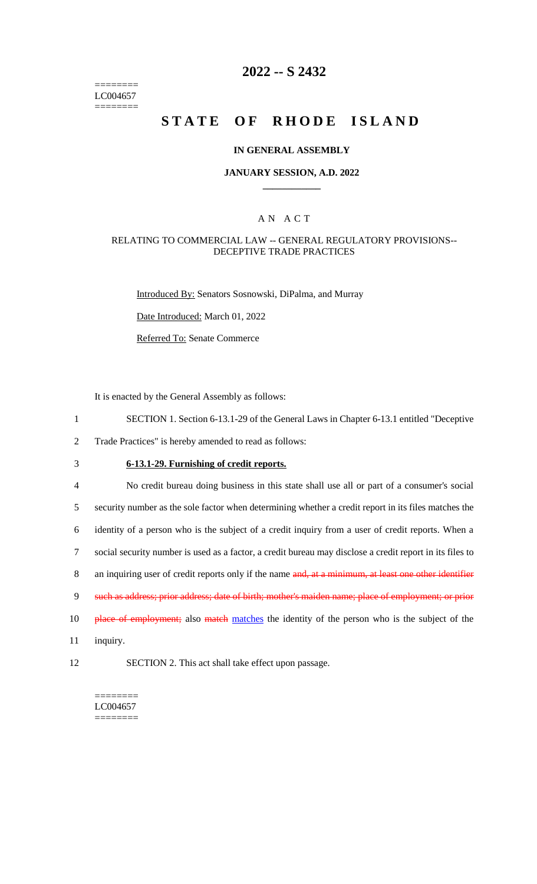========
LC004657
========

# 2022 -- S 2432

# STATE OF RHODE ISLAND

### IN GENERAL ASSEMBLY

### JANUARY SESSION, A.D. 2022

### A N A C T

RELATING TO COMMERCIAL LAW -- GENERAL REGULATORY PROVISIONS-- DECEPTIVE TRADE PRACTICES

Introduced By: Senators Sosnowski, DiPalma, and Murray

Date Introduced: March 01, 2022

Referred To: Senate Commerce

It is enacted by the General Assembly as follows:

1 SECTION 1. Section 6-13.1-29 of the General Laws in Chapter 6-13.1 entitled "Deceptive
2 Trade Practices" is hereby amended to read as follows:

3 **6-13.1-29. Furnishing of credit reports.**

4 No credit bureau doing business in this state shall use all or part of a consumer's social
5 security number as the sole factor when determining whether a credit report in its files matches the
6 identity of a person who is the subject of a credit inquiry from a user of credit reports. When a
7 social security number is used as a factor, a credit bureau may disclose a credit report in its files to
8 an inquiring user of credit reports only if the name ~~and, at a minimum, at least one other identifier~~
9 ~~such as address; prior address; date of birth; mother's maiden name; place of employment; or prior~~
10 ~~place of employment;~~ also ~~match~~ matches the identity of the person who is the subject of the
11 inquiry.

12 SECTION 2. This act shall take effect upon passage.

========
LC004657
========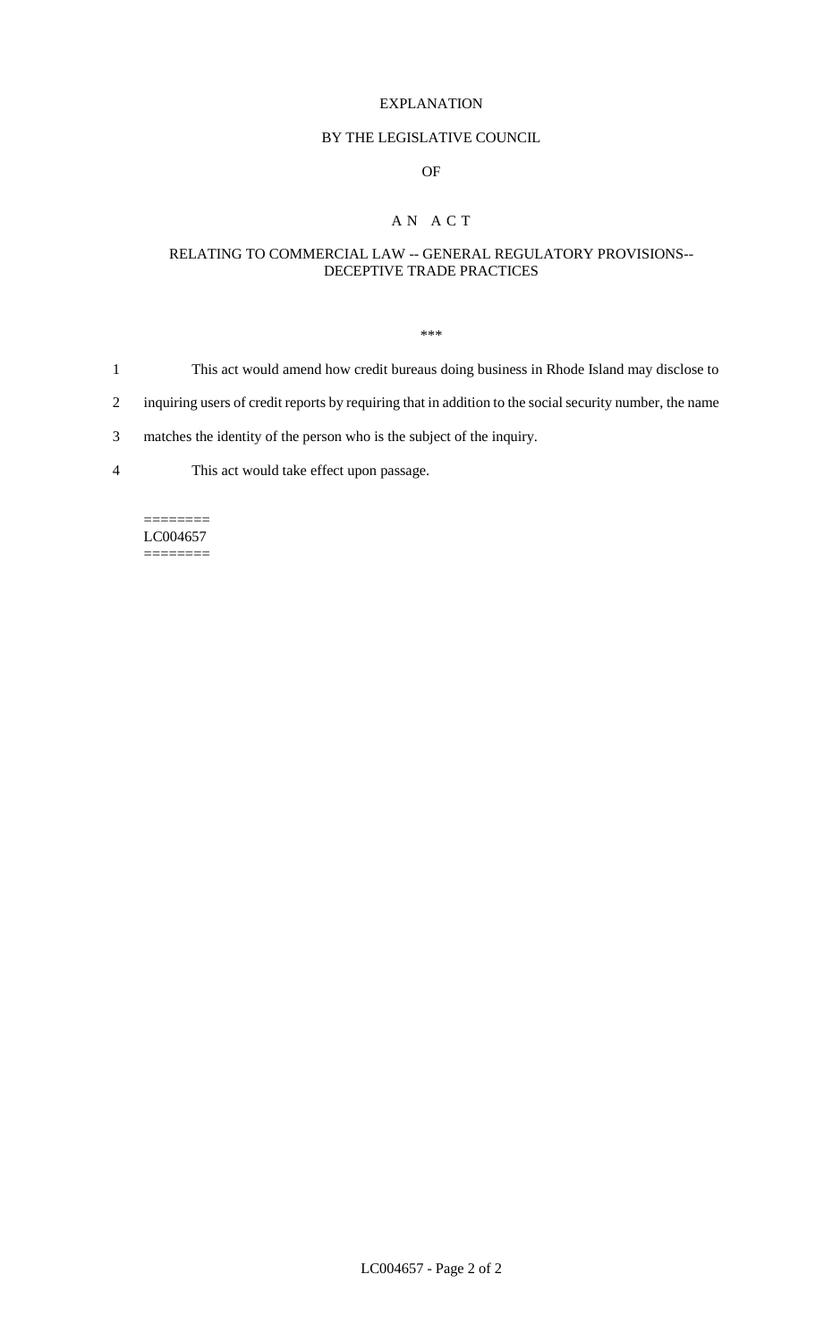EXPLANATION

BY THE LEGISLATIVE COUNCIL

OF

# A N A C T

RELATING TO COMMERCIAL LAW -- GENERAL REGULATORY PROVISIONS-- DECEPTIVE TRADE PRACTICES

\*\*\*

1 This act would amend how credit bureaus doing business in Rhode Island may disclose to
2 inquiring users of credit reports by requiring that in addition to the social security number, the name
3 matches the identity of the person who is the subject of the inquiry.
4 This act would take effect upon passage.

========
LC004657
========